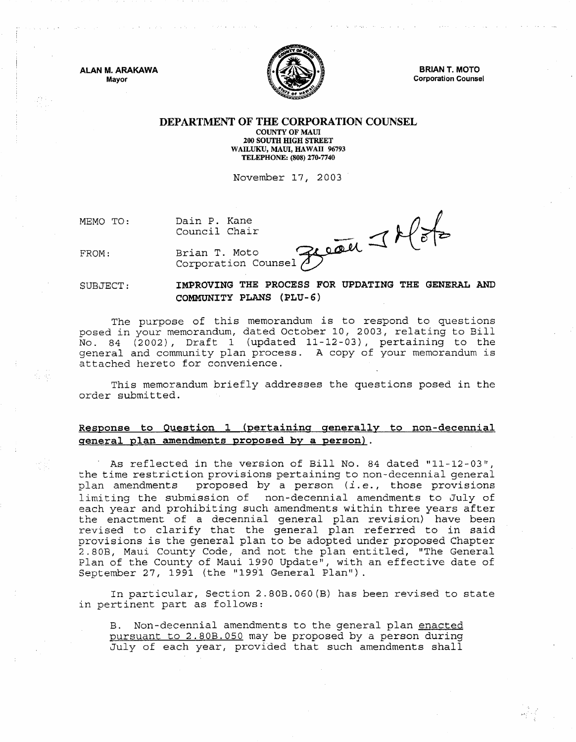ALAN M. ARAKAWA
Mayor

BRIAN T. MOTO
Corporation Counsel

**DEPARTMENT OF THE CORPORATION COUNSEL**
COUNTY OF MAUI
200 SOUTH HIGH STREET
WAILUKU, MAUI, HAWAII 96793
TELEPHONE: (808) 270-7740

November 17, 2003

MEMO TO: Dain P. Kane
Council Chair

FROM: Brian T. Moto
Corporation Counsel

SUBJECT: **IMPROVING THE PROCESS FOR UPDATING THE GENERAL AND COMMUNITY PLANS (PLU-6)**

The purpose of this memorandum is to respond to questions posed in your memorandum, dated October 10, 2003, relating to Bill No. 84 (2002), Draft 1 (updated 11-12-03), pertaining to the general and community plan process. A copy of your memorandum is attached hereto for convenience.

This memorandum briefly addresses the questions posed in the order submitted.

**Response to Question 1 (pertaining generally to non-decennial general plan amendments proposed by a person).**

As reflected in the version of Bill No. 84 dated "11-12-03", the time restriction provisions pertaining to non-decennial general plan amendments proposed by a person (*i.e.*, those provisions limiting the submission of non-decennial amendments to July of each year and prohibiting such amendments within three years after the enactment of a decennial general plan revision) have been revised to clarify that the general plan referred to in said provisions is the general plan to be adopted under proposed Chapter 2.80B, Maui County Code, and not the plan entitled, "The General Plan of the County of Maui 1990 Update", with an effective date of September 27, 1991 (the "1991 General Plan").

In particular, Section 2.80B.060(B) has been revised to state in pertinent part as follows:

B. Non-decennial amendments to the general plan enacted pursuant to 2.80B.050 may be proposed by a person during July of each year, provided that such amendments shall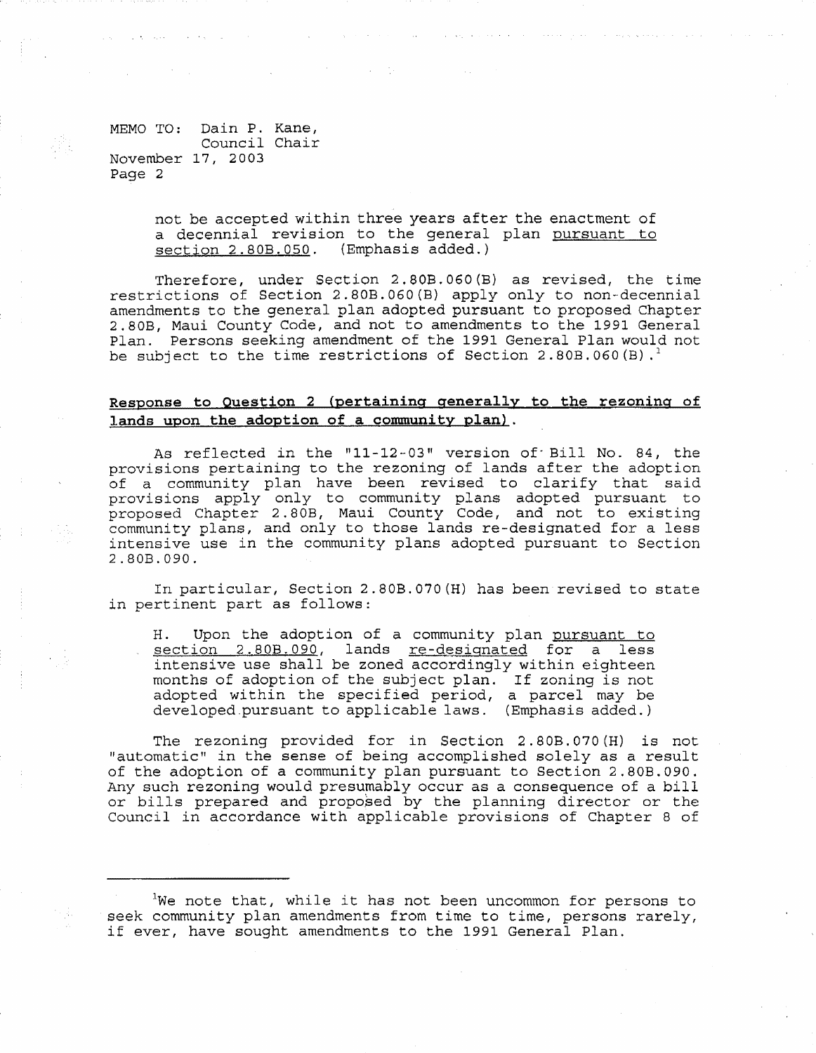not be accepted within three years after the enactment of a decennial revision to the general plan <u>pursuant to section 2.80B.050</u>. (Emphasis added.)

Therefore, under Section 2.80B.060(B) as revised, the time restrictions of Section 2.80B.060(B) apply only to non-decennial amendments to the general plan adopted pursuant to proposed Chapter 2.80B, Maui County Code, and not to amendments to the 1991 General Plan. Persons seeking amendment of the 1991 General Plan would not be subject to the time restrictions of Section 2.80B.060(B).[1]

**<u>Response to Question 2 (pertaining generally to the rezoning of lands upon the adoption of a community plan)</u>.**

As reflected in the "11-12-03" version of Bill No. 84, the provisions pertaining to the rezoning of lands after the adoption of a community plan have been revised to clarify that said provisions apply only to community plans adopted pursuant to proposed Chapter 2.80B, Maui County Code, and not to existing community plans, and only to those lands re-designated for a less intensive use in the community plans adopted pursuant to Section 2.80B.090.

In particular, Section 2.80B.070(H) has been revised to state in pertinent part as follows:

> H. Upon the adoption of a community plan <u>pursuant to section 2.80B.090</u>, lands <u>re-designated</u> for a less intensive use shall be zoned accordingly within eighteen months of adoption of the subject plan. If zoning is not adopted within the specified period, a parcel may be developed pursuant to applicable laws. (Emphasis added.)

The rezoning provided for in Section 2.80B.070(H) is not "automatic" in the sense of being accomplished solely as a result of the adoption of a community plan pursuant to Section 2.80B.090. Any such rezoning would presumably occur as a consequence of a bill or bills prepared and proposed by the planning director or the Council in accordance with applicable provisions of Chapter 8 of

---

[1]We note that, while it has not been uncommon for persons to seek community plan amendments from time to time, persons rarely, if ever, have sought amendments to the 1991 General Plan.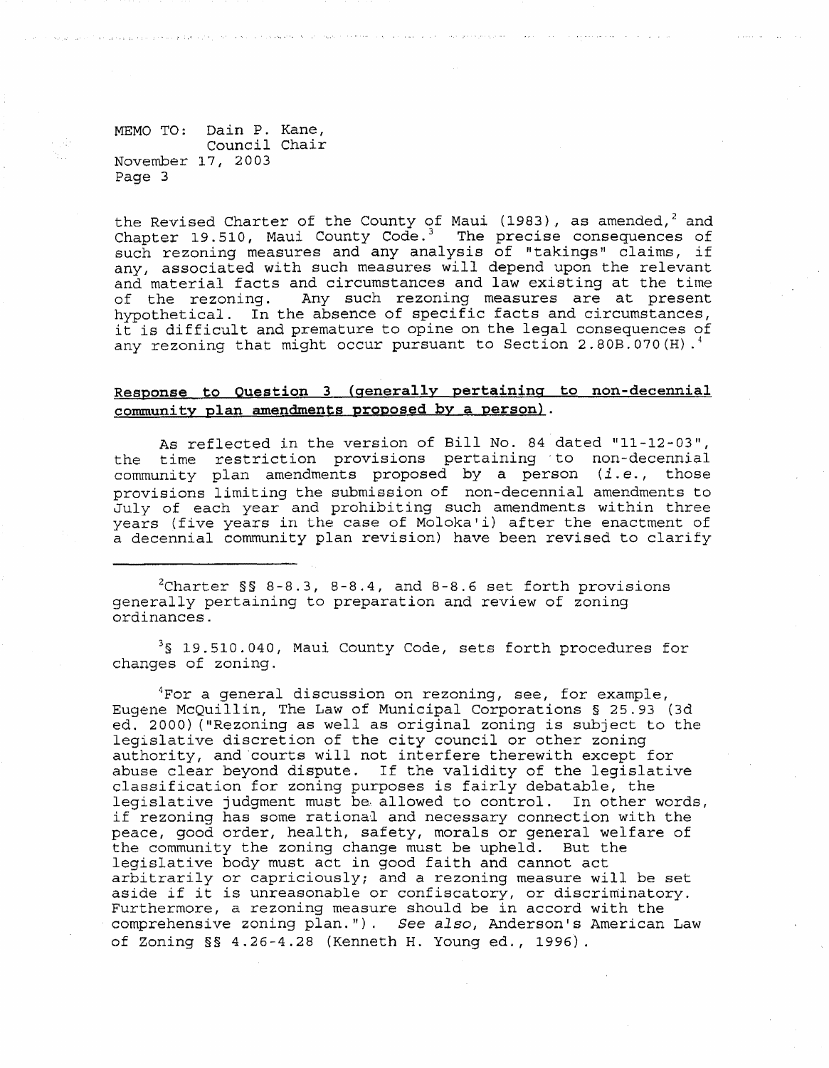the Revised Charter of the County of Maui (1983), as amended,[2] and Chapter 19.510, Maui County Code.[3] The precise consequences of such rezoning measures and any analysis of "takings" claims, if any, associated with such measures will depend upon the relevant and material facts and circumstances and law existing at the time of the rezoning. Any such rezoning measures are at present hypothetical. In the absence of specific facts and circumstances, it is difficult and premature to opine on the legal consequences of any rezoning that might occur pursuant to Section 2.80B.070(H).[4]

**Response to Question 3 (generally pertaining to non-decennial community plan amendments proposed by a person).**

As reflected in the version of Bill No. 84 dated "11-12-03", the time restriction provisions pertaining to non-decennial community plan amendments proposed by a person (*i.e.*, those provisions limiting the submission of non-decennial amendments to July of each year and prohibiting such amendments within three years (five years in the case of Moloka'i) after the enactment of a decennial community plan revision) have been revised to clarify

---

[2]Charter §§ 8-8.3, 8-8.4, and 8-8.6 set forth provisions generally pertaining to preparation and review of zoning ordinances.

[3]§ 19.510.040, Maui County Code, sets forth procedures for changes of zoning.

[4]For a general discussion on rezoning, see, for example, Eugene McQuillin, The Law of Municipal Corporations § 25.93 (3d ed. 2000) ("Rezoning as well as original zoning is subject to the legislative discretion of the city council or other zoning authority, and courts will not interfere therewith except for abuse clear beyond dispute. If the validity of the legislative classification for zoning purposes is fairly debatable, the legislative judgment must be allowed to control. In other words, if rezoning has some rational and necessary connection with the peace, good order, health, safety, morals or general welfare of the community the zoning change must be upheld. But the legislative body must act in good faith and cannot act arbitrarily or capriciously; and a rezoning measure will be set aside if it is unreasonable or confiscatory, or discriminatory. Furthermore, a rezoning measure should be in accord with the comprehensive zoning plan."). *See also*, Anderson's American Law of Zoning §§ 4.26-4.28 (Kenneth H. Young ed., 1996).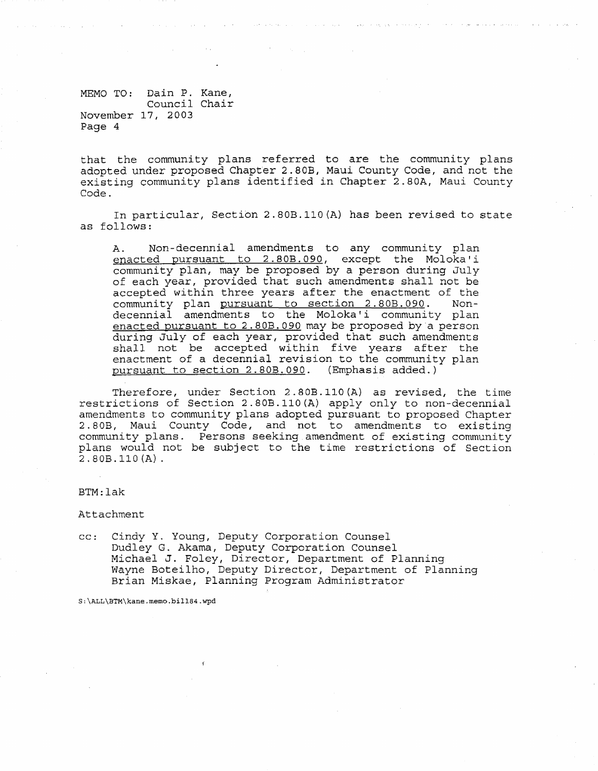that the community plans referred to are the community plans adopted under proposed Chapter 2.80B, Maui County Code, and not the existing community plans identified in Chapter 2.80A, Maui County Code.

In particular, Section 2.80B.110(A) has been revised to state as follows:

> A. Non-decennial amendments to any community plan <u>enacted pursuant to 2.80B.090</u>, except the Moloka'i community plan, may be proposed by a person during July of each year, provided that such amendments shall not be accepted within three years after the enactment of the community plan <u>pursuant to section 2.80B.090</u>. Non-decennial amendments to the Moloka'i community plan <u>enacted pursuant to 2.80B.090</u> may be proposed by a person during July of each year, provided that such amendments shall not be accepted within five years after the enactment of a decennial revision to the community plan <u>pursuant to section 2.80B.090</u>. (Emphasis added.)

Therefore, under Section 2.80B.110(A) as revised, the time restrictions of Section 2.80B.110(A) apply only to non-decennial amendments to community plans adopted pursuant to proposed Chapter 2.80B, Maui County Code, and not to amendments to existing community plans. Persons seeking amendment of existing community plans would not be subject to the time restrictions of Section 2.80B.110(A).

BTM:lak

Attachment

cc: Cindy Y. Young, Deputy Corporation Counsel
Dudley G. Akama, Deputy Corporation Counsel
Michael J. Foley, Director, Department of Planning
Wayne Boteilho, Deputy Director, Department of Planning
Brian Miskae, Planning Program Administrator

S:\ALL\BTM\kane.memo.bill84.wpd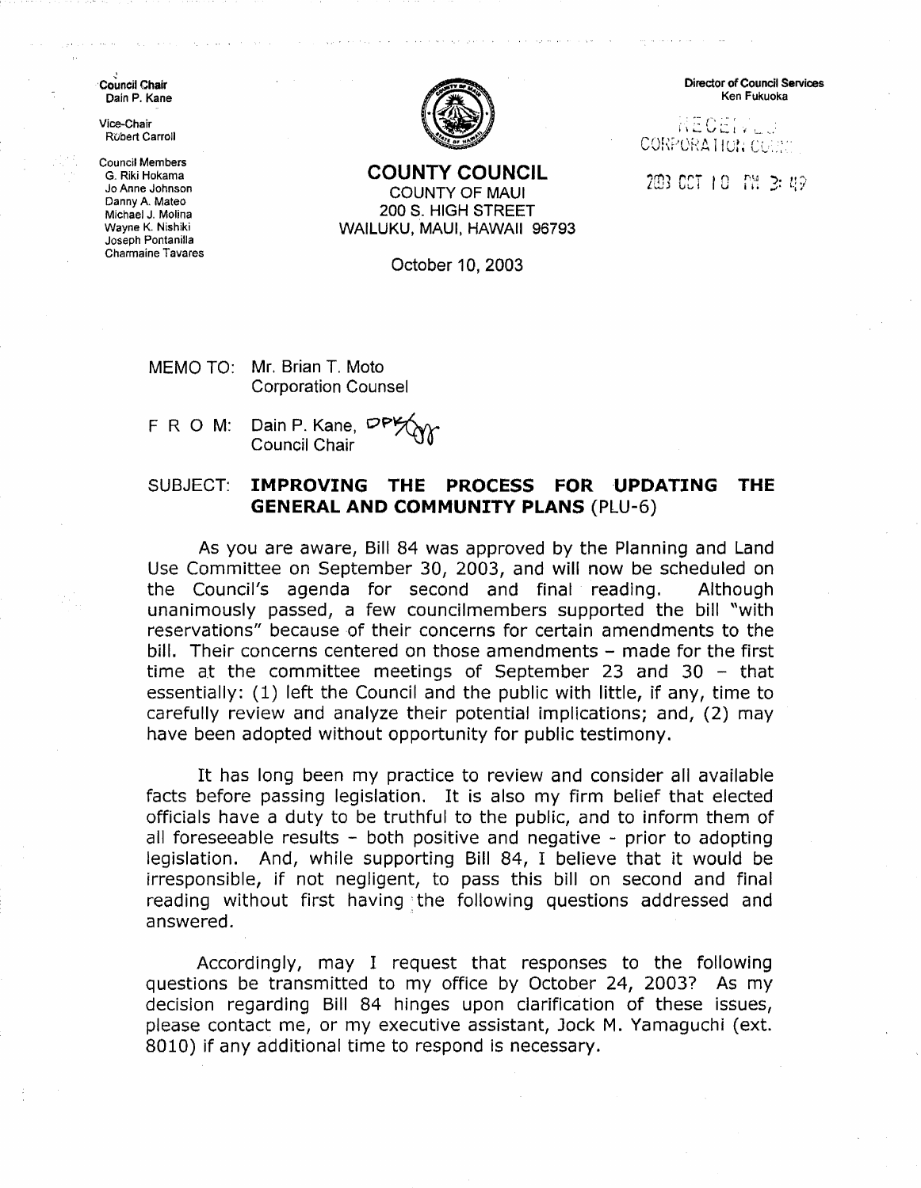Council Chair
Dain P. Kane

Vice-Chair
Robert Carroll

Council Members
G. Riki Hokama
Jo Anne Johnson
Danny A. Mateo
Michael J. Molina
Wayne K. Nishiki
Joseph Pontanilla
Charmaine Tavares

Director of Council Services
Ken Fukuoka

RECEIVED
CORPORATION COUNSEL

2003 OCT 10 PM 3:49

# COUNTY COUNCIL

COUNTY OF MAUI
200 S. HIGH STREET
WAILUKU, MAUI, HAWAII 96793

October 10, 2003

MEMO TO: Mr. Brian T. Moto
Corporation Counsel

F R O M: Dain P. Kane, DPK
Council Chair

SUBJECT: **IMPROVING THE PROCESS FOR UPDATING THE GENERAL AND COMMUNITY PLANS** (PLU-6)

As you are aware, Bill 84 was approved by the Planning and Land Use Committee on September 30, 2003, and will now be scheduled on the Council's agenda for second and final reading. Although unanimously passed, a few councilmembers supported the bill "with reservations" because of their concerns for certain amendments to the bill. Their concerns centered on those amendments – made for the first time at the committee meetings of September 23 and 30 – that essentially: (1) left the Council and the public with little, if any, time to carefully review and analyze their potential implications; and, (2) may have been adopted without opportunity for public testimony.

It has long been my practice to review and consider all available facts before passing legislation. It is also my firm belief that elected officials have a duty to be truthful to the public, and to inform them of all foreseeable results – both positive and negative - prior to adopting legislation. And, while supporting Bill 84, I believe that it would be irresponsible, if not negligent, to pass this bill on second and final reading without first having the following questions addressed and answered.

Accordingly, may I request that responses to the following questions be transmitted to my office by October 24, 2003? As my decision regarding Bill 84 hinges upon clarification of these issues, please contact me, or my executive assistant, Jock M. Yamaguchi (ext. 8010) if any additional time to respond is necessary.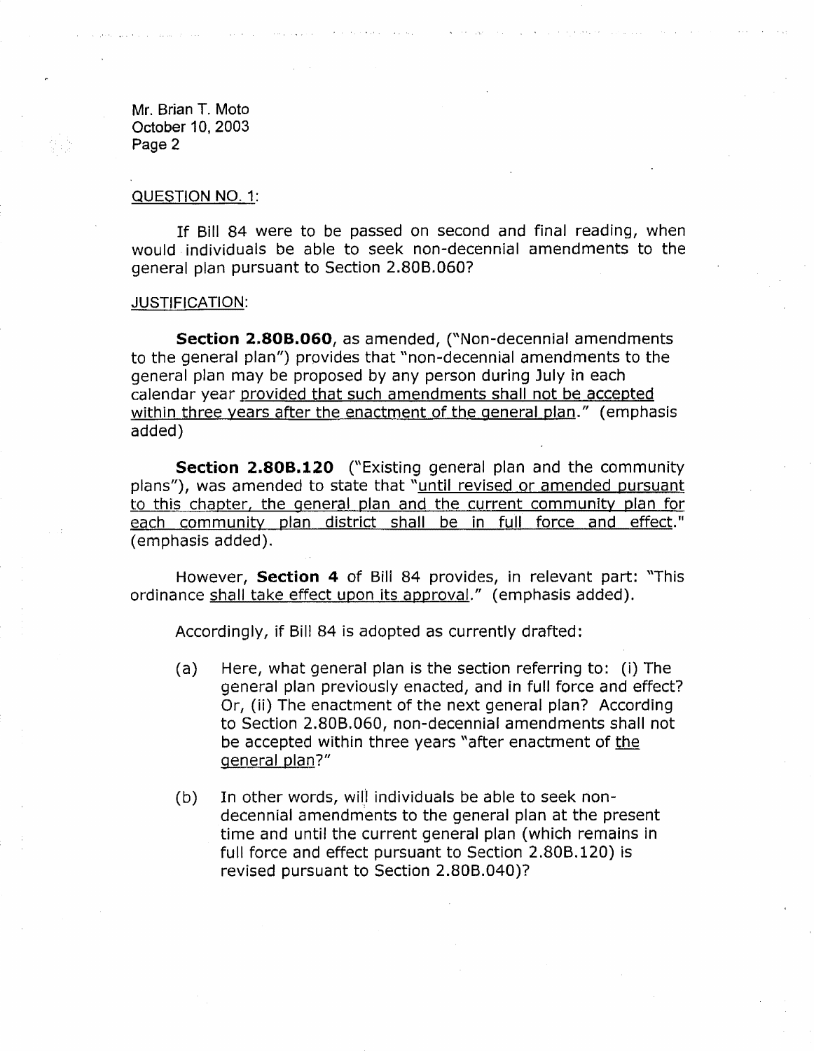Mr. Brian T. Moto
October 10, 2003
Page 2

QUESTION NO. 1:

If Bill 84 were to be passed on second and final reading, when would individuals be able to seek non-decennial amendments to the general plan pursuant to Section 2.80B.060?

JUSTIFICATION:

**Section 2.80B.060**, as amended, ("Non-decennial amendments to the general plan") provides that "non-decennial amendments to the general plan may be proposed by any person during July in each calendar year provided that such amendments shall not be accepted within three years after the enactment of the general plan." (emphasis added)

**Section 2.80B.120** ("Existing general plan and the community plans"), was amended to state that "until revised or amended pursuant to this chapter, the general plan and the current community plan for each community plan district shall be in full force and effect." (emphasis added).

However, **Section 4** of Bill 84 provides, in relevant part: "This ordinance shall take effect upon its approval." (emphasis added).

Accordingly, if Bill 84 is adopted as currently drafted:

(a) Here, what general plan is the section referring to: (i) The general plan previously enacted, and in full force and effect? Or, (ii) The enactment of the next general plan? According to Section 2.80B.060, non-decennial amendments shall not be accepted within three years "after enactment of the general plan?"

(b) In other words, will individuals be able to seek non-decennial amendments to the general plan at the present time and until the current general plan (which remains in full force and effect pursuant to Section 2.80B.120) is revised pursuant to Section 2.80B.040)?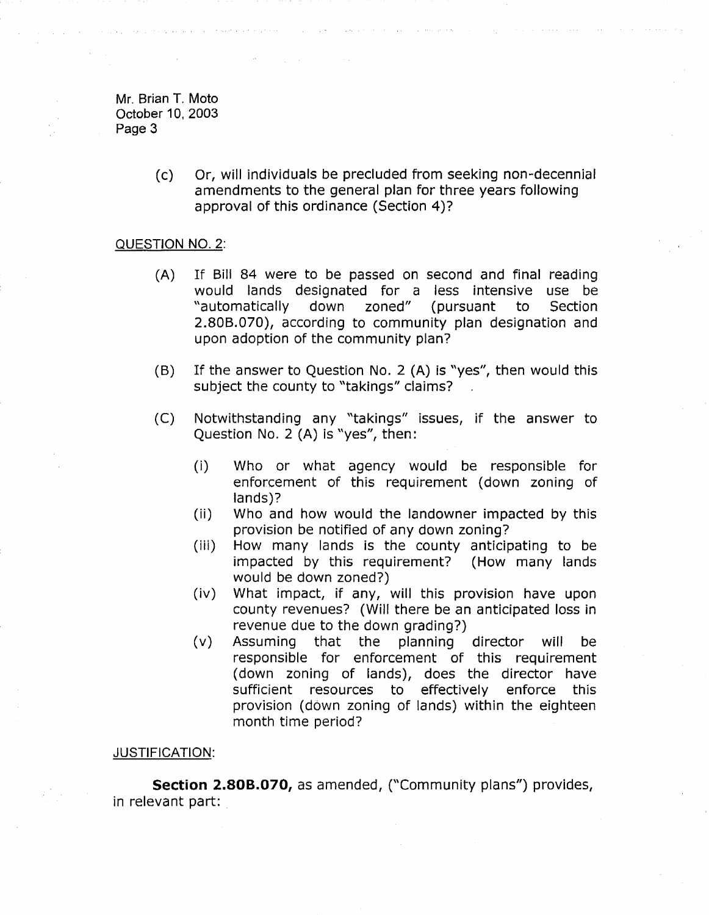Mr. Brian T. Moto
October 10, 2003
Page 3

(c) Or, will individuals be precluded from seeking non-decennial amendments to the general plan for three years following approval of this ordinance (Section 4)?

QUESTION NO. 2:

(A) If Bill 84 were to be passed on second and final reading would lands designated for a less intensive use be "automatically down zoned" (pursuant to Section 2.80B.070), according to community plan designation and upon adoption of the community plan?

(B) If the answer to Question No. 2 (A) is "yes", then would this subject the county to "takings" claims?

(C) Notwithstanding any "takings" issues, if the answer to Question No. 2 (A) is "yes", then:

(i) Who or what agency would be responsible for enforcement of this requirement (down zoning of lands)?
(ii) Who and how would the landowner impacted by this provision be notified of any down zoning?
(iii) How many lands is the county anticipating to be impacted by this requirement? (How many lands would be down zoned?)
(iv) What impact, if any, will this provision have upon county revenues? (Will there be an anticipated loss in revenue due to the down grading?)
(v) Assuming that the planning director will be responsible for enforcement of this requirement (down zoning of lands), does the director have sufficient resources to effectively enforce this provision (down zoning of lands) within the eighteen month time period?

JUSTIFICATION:

**Section 2.80B.070,** as amended, ("Community plans") provides, in relevant part: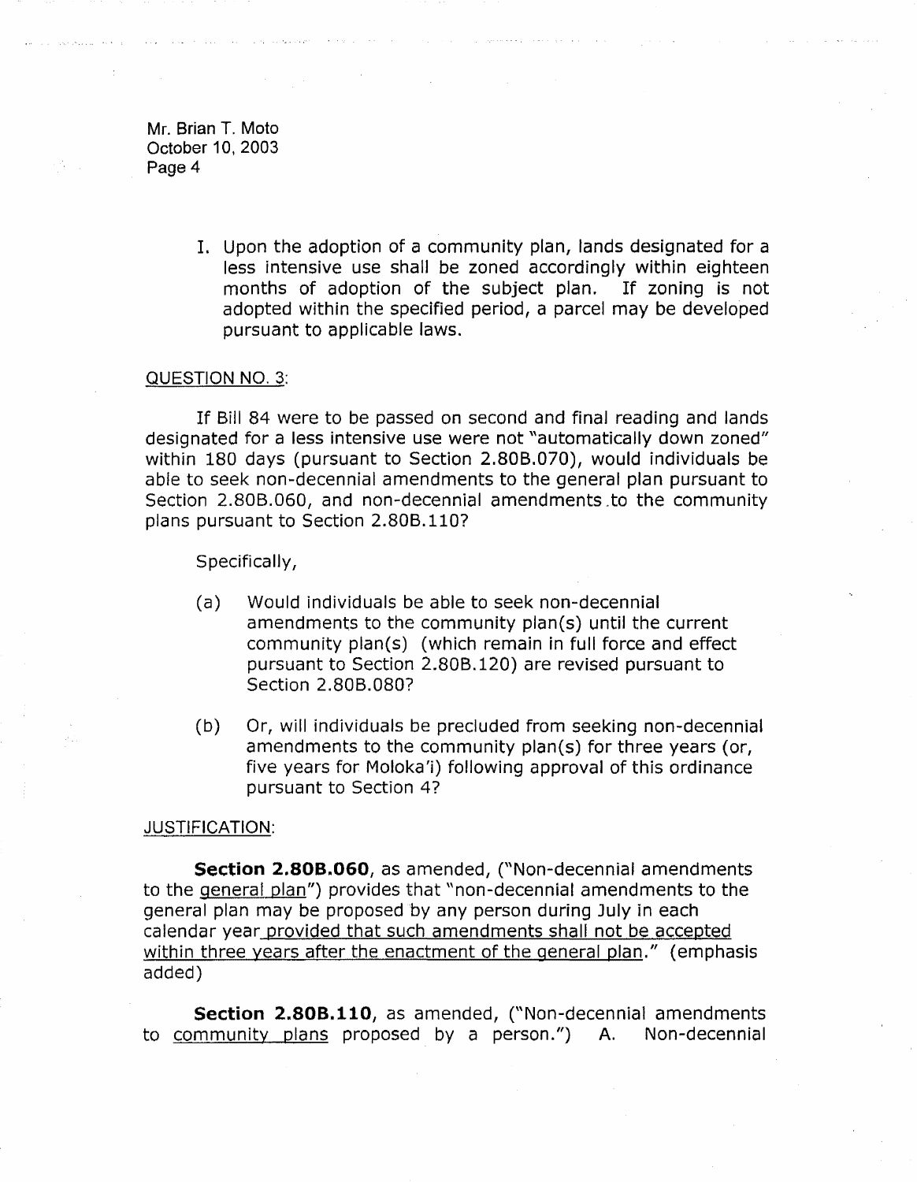I. Upon the adoption of a community plan, lands designated for a less intensive use shall be zoned accordingly within eighteen months of adoption of the subject plan. If zoning is not adopted within the specified period, a parcel may be developed pursuant to applicable laws.

<u>QUESTION NO. 3</u>:

If Bill 84 were to be passed on second and final reading and lands designated for a less intensive use were not "automatically down zoned" within 180 days (pursuant to Section 2.80B.070), would individuals be able to seek non-decennial amendments to the general plan pursuant to Section 2.80B.060, and non-decennial amendments to the community plans pursuant to Section 2.80B.110?

Specifically,

(a) Would individuals be able to seek non-decennial amendments to the community plan(s) until the current community plan(s) (which remain in full force and effect pursuant to Section 2.80B.120) are revised pursuant to Section 2.80B.080?

(b) Or, will individuals be precluded from seeking non-decennial amendments to the community plan(s) for three years (or, five years for Moloka'i) following approval of this ordinance pursuant to Section 4?

<u>JUSTIFICATION</u>:

**Section 2.80B.060**, as amended, ("Non-decennial amendments to the <u>general plan</u>") provides that "non-decennial amendments to the general plan may be proposed by any person during July in each calendar year <u>provided that such amendments shall not be accepted within three years after the enactment of the general plan</u>." (emphasis added)

**Section 2.80B.110**, as amended, ("Non-decennial amendments to <u>community plans</u> proposed by a person.") A. Non-decennial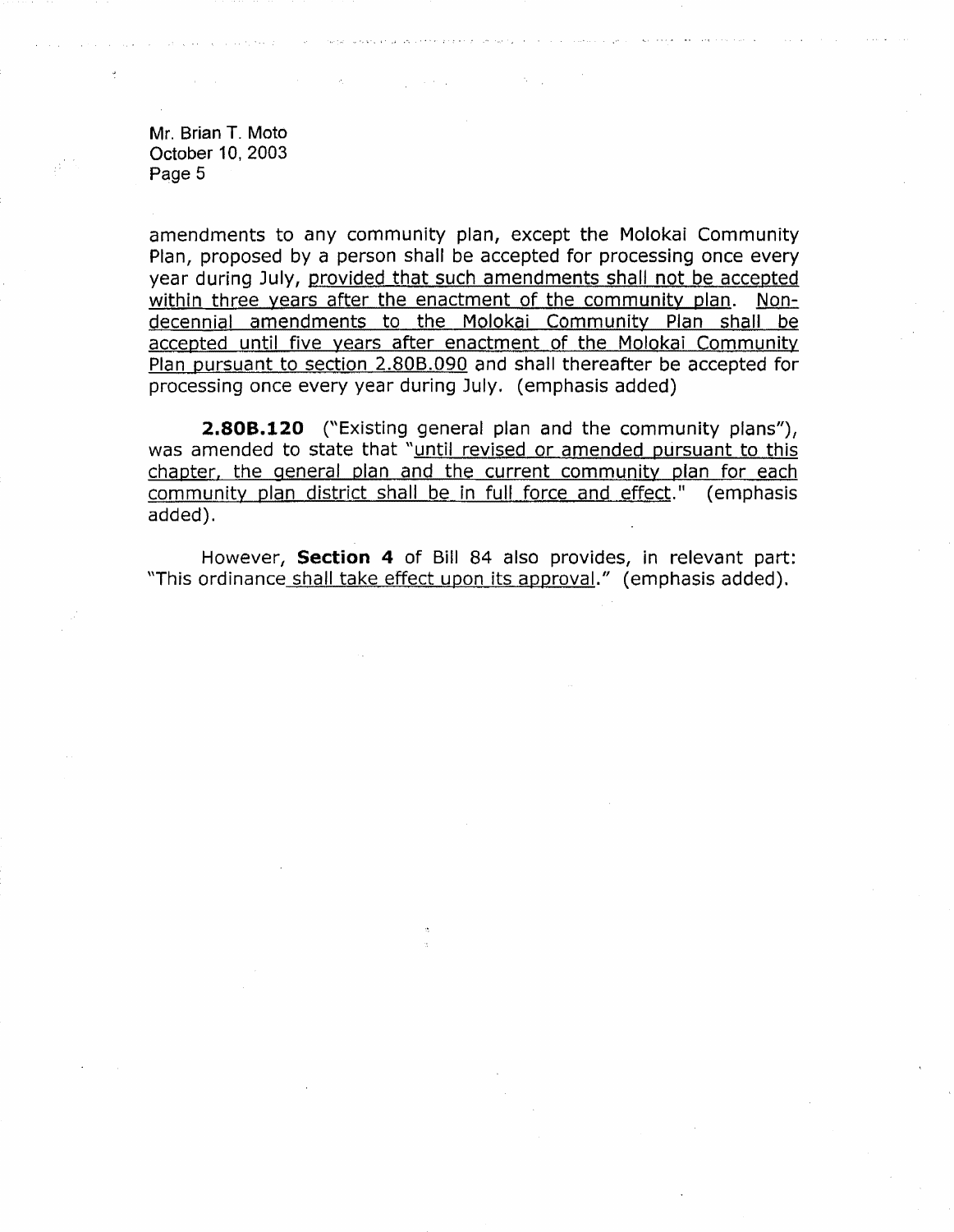amendments to any community plan, except the Molokai Community Plan, proposed by a person shall be accepted for processing once every year during July, <u>provided that such amendments shall not be accepted within three years after the enactment of the community plan</u>. <u>Non-decennial amendments to the Molokai Community Plan shall be accepted until five years after enactment of the Molokai Community Plan pursuant to section 2.80B.090</u> and shall thereafter be accepted for processing once every year during July. (emphasis added)

**2.80B.120** ("Existing general plan and the community plans"), was amended to state that "<u>until revised or amended pursuant to this chapter, the general plan and the current community plan for each community plan district shall be in full force and effect</u>." (emphasis added).

However, **Section 4** of Bill 84 also provides, in relevant part: "This ordinance <u>shall take effect upon its approval</u>." (emphasis added).